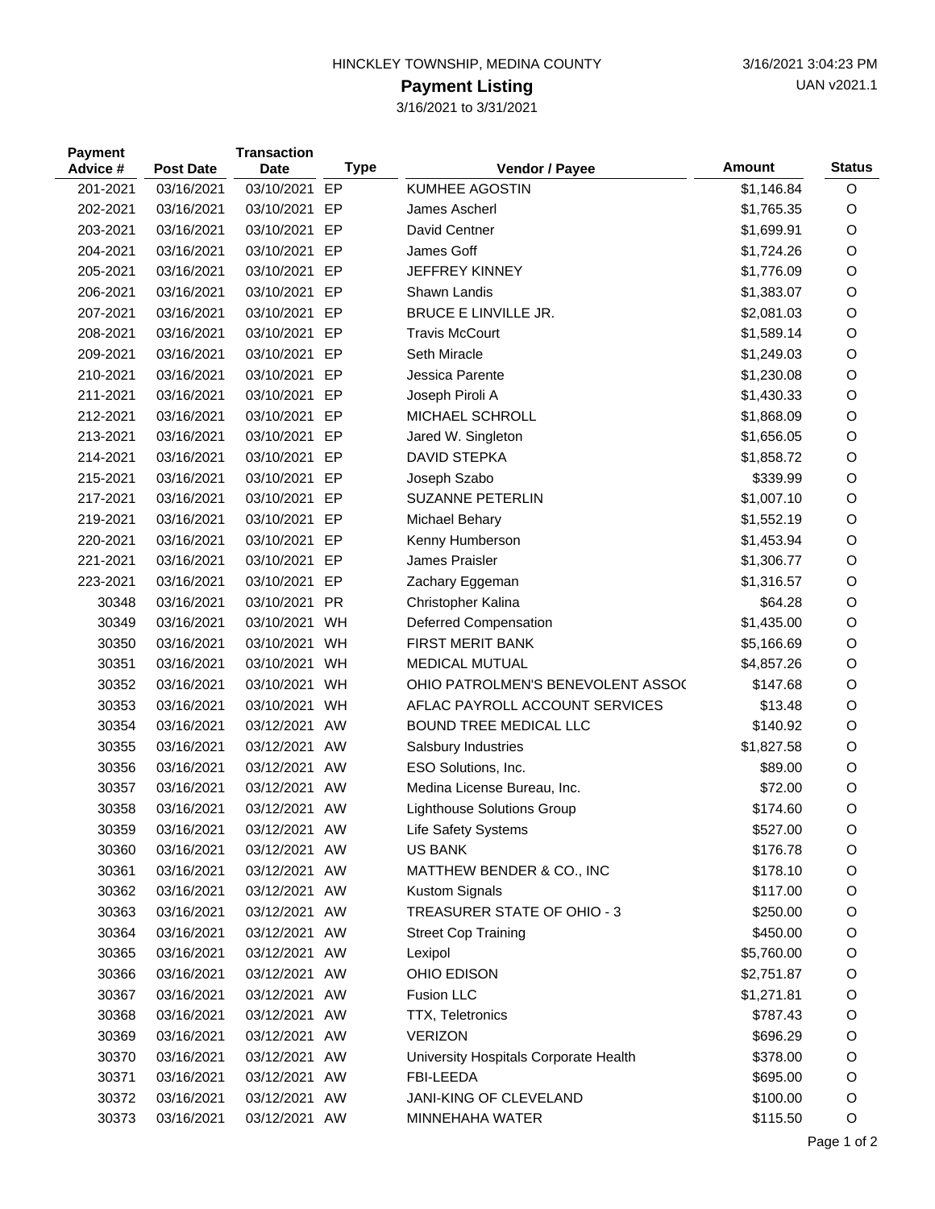HINCKLEY TOWNSHIP, MEDINA COUNTY

3/16/2021 3:04:23 PM

UAN v2021.1

# Payment Listing

3/16/2021 to 3/31/2021

| Payment Advice # | Post Date | Transaction Date | Type | Vendor / Payee | Amount | Status |
|---|---|---|---|---|---|---|
| 201-2021 | 03/16/2021 | 03/10/2021 | EP | KUMHEE AGOSTIN | $1,146.84 | O |
| 202-2021 | 03/16/2021 | 03/10/2021 | EP | James Ascherl | $1,765.35 | O |
| 203-2021 | 03/16/2021 | 03/10/2021 | EP | David Centner | $1,699.91 | O |
| 204-2021 | 03/16/2021 | 03/10/2021 | EP | James Goff | $1,724.26 | O |
| 205-2021 | 03/16/2021 | 03/10/2021 | EP | JEFFREY KINNEY | $1,776.09 | O |
| 206-2021 | 03/16/2021 | 03/10/2021 | EP | Shawn Landis | $1,383.07 | O |
| 207-2021 | 03/16/2021 | 03/10/2021 | EP | BRUCE E LINVILLE JR. | $2,081.03 | O |
| 208-2021 | 03/16/2021 | 03/10/2021 | EP | Travis McCourt | $1,589.14 | O |
| 209-2021 | 03/16/2021 | 03/10/2021 | EP | Seth Miracle | $1,249.03 | O |
| 210-2021 | 03/16/2021 | 03/10/2021 | EP | Jessica Parente | $1,230.08 | O |
| 211-2021 | 03/16/2021 | 03/10/2021 | EP | Joseph Piroli A | $1,430.33 | O |
| 212-2021 | 03/16/2021 | 03/10/2021 | EP | MICHAEL SCHROLL | $1,868.09 | O |
| 213-2021 | 03/16/2021 | 03/10/2021 | EP | Jared W. Singleton | $1,656.05 | O |
| 214-2021 | 03/16/2021 | 03/10/2021 | EP | DAVID STEPKA | $1,858.72 | O |
| 215-2021 | 03/16/2021 | 03/10/2021 | EP | Joseph Szabo | $339.99 | O |
| 217-2021 | 03/16/2021 | 03/10/2021 | EP | SUZANNE PETERLIN | $1,007.10 | O |
| 219-2021 | 03/16/2021 | 03/10/2021 | EP | Michael Behary | $1,552.19 | O |
| 220-2021 | 03/16/2021 | 03/10/2021 | EP | Kenny Humberson | $1,453.94 | O |
| 221-2021 | 03/16/2021 | 03/10/2021 | EP | James Praisler | $1,306.77 | O |
| 223-2021 | 03/16/2021 | 03/10/2021 | EP | Zachary Eggeman | $1,316.57 | O |
| 30348 | 03/16/2021 | 03/10/2021 | PR | Christopher Kalina | $64.28 | O |
| 30349 | 03/16/2021 | 03/10/2021 | WH | Deferred Compensation | $1,435.00 | O |
| 30350 | 03/16/2021 | 03/10/2021 | WH | FIRST MERIT BANK | $5,166.69 | O |
| 30351 | 03/16/2021 | 03/10/2021 | WH | MEDICAL MUTUAL | $4,857.26 | O |
| 30352 | 03/16/2021 | 03/10/2021 | WH | OHIO PATROLMEN'S BENEVOLENT ASSOC | $147.68 | O |
| 30353 | 03/16/2021 | 03/10/2021 | WH | AFLAC PAYROLL ACCOUNT SERVICES | $13.48 | O |
| 30354 | 03/16/2021 | 03/12/2021 | AW | BOUND TREE MEDICAL LLC | $140.92 | O |
| 30355 | 03/16/2021 | 03/12/2021 | AW | Salsbury Industries | $1,827.58 | O |
| 30356 | 03/16/2021 | 03/12/2021 | AW | ESO Solutions, Inc. | $89.00 | O |
| 30357 | 03/16/2021 | 03/12/2021 | AW | Medina License Bureau, Inc. | $72.00 | O |
| 30358 | 03/16/2021 | 03/12/2021 | AW | Lighthouse Solutions Group | $174.60 | O |
| 30359 | 03/16/2021 | 03/12/2021 | AW | Life Safety Systems | $527.00 | O |
| 30360 | 03/16/2021 | 03/12/2021 | AW | US BANK | $176.78 | O |
| 30361 | 03/16/2021 | 03/12/2021 | AW | MATTHEW BENDER & CO., INC | $178.10 | O |
| 30362 | 03/16/2021 | 03/12/2021 | AW | Kustom Signals | $117.00 | O |
| 30363 | 03/16/2021 | 03/12/2021 | AW | TREASURER STATE OF OHIO - 3 | $250.00 | O |
| 30364 | 03/16/2021 | 03/12/2021 | AW | Street Cop Training | $450.00 | O |
| 30365 | 03/16/2021 | 03/12/2021 | AW | Lexipol | $5,760.00 | O |
| 30366 | 03/16/2021 | 03/12/2021 | AW | OHIO EDISON | $2,751.87 | O |
| 30367 | 03/16/2021 | 03/12/2021 | AW | Fusion LLC | $1,271.81 | O |
| 30368 | 03/16/2021 | 03/12/2021 | AW | TTX, Teletronics | $787.43 | O |
| 30369 | 03/16/2021 | 03/12/2021 | AW | VERIZON | $696.29 | O |
| 30370 | 03/16/2021 | 03/12/2021 | AW | University Hospitals Corporate Health | $378.00 | O |
| 30371 | 03/16/2021 | 03/12/2021 | AW | FBI-LEEDA | $695.00 | O |
| 30372 | 03/16/2021 | 03/12/2021 | AW | JANI-KING OF CLEVELAND | $100.00 | O |
| 30373 | 03/16/2021 | 03/12/2021 | AW | MINNEHAHA WATER | $115.50 | O |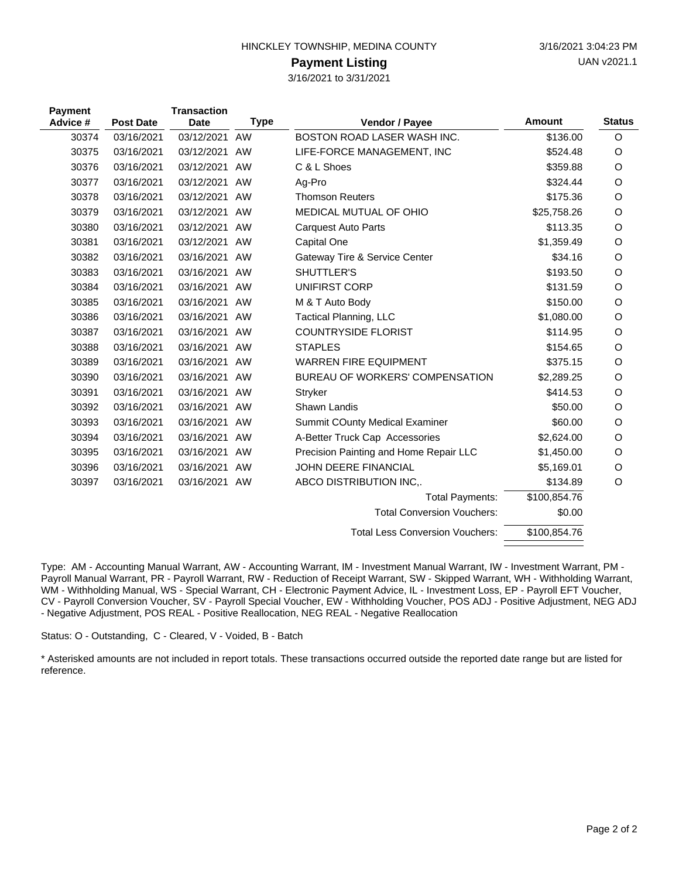HINCKLEY TOWNSHIP, MEDINA COUNTY

3/16/2021 3:04:23 PM

UAN v2021.1

# Payment Listing

3/16/2021 to 3/31/2021

| Payment Advice # | Post Date | Transaction Date | Type | Vendor / Payee | Amount | Status |
|---|---|---|---|---|---|---|
| 30374 | 03/16/2021 | 03/12/2021 | AW | BOSTON ROAD LASER WASH INC. | $136.00 | O |
| 30375 | 03/16/2021 | 03/12/2021 | AW | LIFE-FORCE MANAGEMENT, INC | $524.48 | O |
| 30376 | 03/16/2021 | 03/12/2021 | AW | C & L Shoes | $359.88 | O |
| 30377 | 03/16/2021 | 03/12/2021 | AW | Ag-Pro | $324.44 | O |
| 30378 | 03/16/2021 | 03/12/2021 | AW | Thomson Reuters | $175.36 | O |
| 30379 | 03/16/2021 | 03/12/2021 | AW | MEDICAL MUTUAL OF OHIO | $25,758.26 | O |
| 30380 | 03/16/2021 | 03/12/2021 | AW | Carquest Auto Parts | $113.35 | O |
| 30381 | 03/16/2021 | 03/12/2021 | AW | Capital One | $1,359.49 | O |
| 30382 | 03/16/2021 | 03/16/2021 | AW | Gateway Tire & Service Center | $34.16 | O |
| 30383 | 03/16/2021 | 03/16/2021 | AW | SHUTTLER'S | $193.50 | O |
| 30384 | 03/16/2021 | 03/16/2021 | AW | UNIFIRST CORP | $131.59 | O |
| 30385 | 03/16/2021 | 03/16/2021 | AW | M & T Auto Body | $150.00 | O |
| 30386 | 03/16/2021 | 03/16/2021 | AW | Tactical Planning, LLC | $1,080.00 | O |
| 30387 | 03/16/2021 | 03/16/2021 | AW | COUNTRYSIDE FLORIST | $114.95 | O |
| 30388 | 03/16/2021 | 03/16/2021 | AW | STAPLES | $154.65 | O |
| 30389 | 03/16/2021 | 03/16/2021 | AW | WARREN FIRE EQUIPMENT | $375.15 | O |
| 30390 | 03/16/2021 | 03/16/2021 | AW | BUREAU OF WORKERS' COMPENSATION | $2,289.25 | O |
| 30391 | 03/16/2021 | 03/16/2021 | AW | Stryker | $414.53 | O |
| 30392 | 03/16/2021 | 03/16/2021 | AW | Shawn Landis | $50.00 | O |
| 30393 | 03/16/2021 | 03/16/2021 | AW | Summit COunty Medical Examiner | $60.00 | O |
| 30394 | 03/16/2021 | 03/16/2021 | AW | A-Better Truck Cap Accessories | $2,624.00 | O |
| 30395 | 03/16/2021 | 03/16/2021 | AW | Precision Painting and Home Repair LLC | $1,450.00 | O |
| 30396 | 03/16/2021 | 03/16/2021 | AW | JOHN DEERE FINANCIAL | $5,169.01 | O |
| 30397 | 03/16/2021 | 03/16/2021 | AW | ABCO DISTRIBUTION INC,. | $134.89 | O |
| | | | | Total Payments: | $100,854.76 | |
| | | | | Total Conversion Vouchers: | $0.00 | |
| | | | | Total Less Conversion Vouchers: | $100,854.76 | |

Type: AM - Accounting Manual Warrant, AW - Accounting Warrant, IM - Investment Manual Warrant, IW - Investment Warrant, PM - Payroll Manual Warrant, PR - Payroll Warrant, RW - Reduction of Receipt Warrant, SW - Skipped Warrant, WH - Withholding Warrant, WM - Withholding Manual, WS - Special Warrant, CH - Electronic Payment Advice, IL - Investment Loss, EP - Payroll EFT Voucher, CV - Payroll Conversion Voucher, SV - Payroll Special Voucher, EW - Withholding Voucher, POS ADJ - Positive Adjustment, NEG ADJ - Negative Adjustment, POS REAL - Positive Reallocation, NEG REAL - Negative Reallocation

Status: O - Outstanding, C - Cleared, V - Voided, B - Batch

* Asterisked amounts are not included in report totals. These transactions occurred outside the reported date range but are listed for reference.